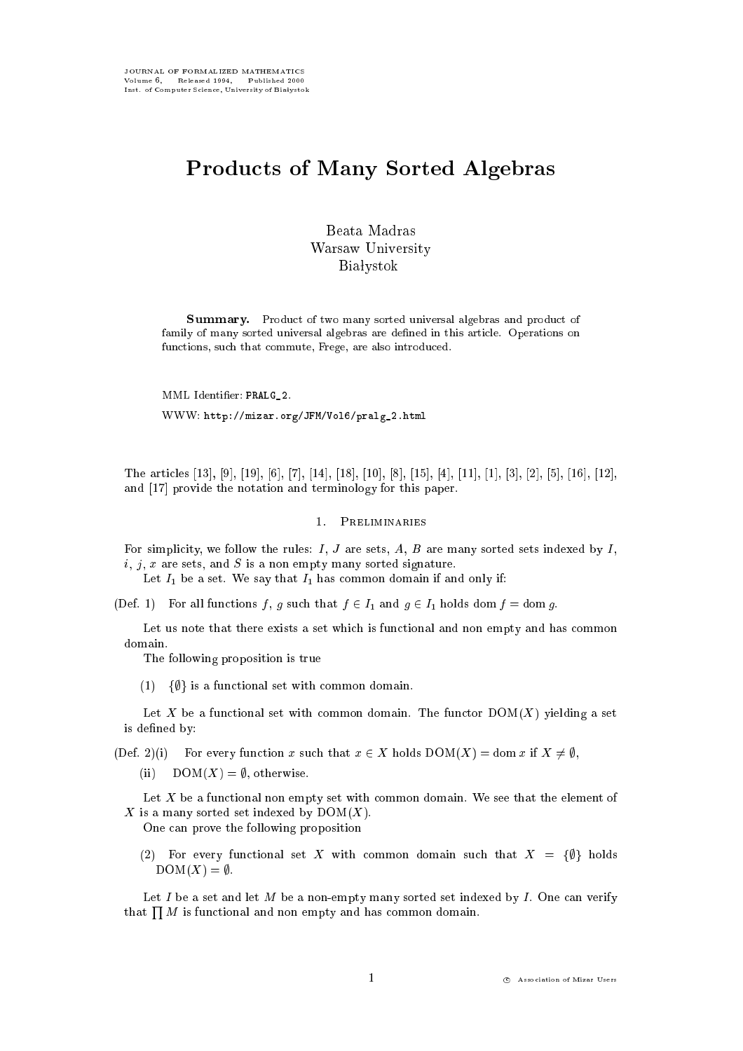# Products of Many Sorted Algebras

Beata Madras
Warsaw University
Białystok

**Summary.** Product of two many sorted universal algebras and product of family of many sorted universal algebras are defined in this article. Operations on functions, such that commute, Frege, are also introduced.

MML Identifier: PRALG_2.

WWW: http://mizar.org/JFM/Vol6/pralg_2.html

The articles [13], [9], [19], [6], [7], [14], [18], [10], [8], [15], [4], [11], [1], [3], [2], [5], [16], [12], and [17] provide the notation and terminology for this paper.

## 1. Preliminaries

For simplicity, we follow the rules: $I$, $J$ are sets, $A$, $B$ are many sorted sets indexed by $I$, $i$, $j$, $x$ are sets, and $S$ is a non empty many sorted signature.

Let $I_1$ be a set. We say that $I_1$ has common domain if and only if:

(Def. 1) For all functions $f$, $g$ such that $f \in I_1$ and $g \in I_1$ holds $\operatorname{dom} f = \operatorname{dom} g$.

Let us note that there exists a set which is functional and non empty and has common domain.

The following proposition is true

(1) $\{\emptyset\}$ is a functional set with common domain.

Let $X$ be a functional set with common domain. The functor $\mathrm{DOM}(X)$ yielding a set is defined by:

(Def. 2)(i) For every function $x$ such that $x \in X$ holds $\mathrm{DOM}(X) = \operatorname{dom} x$ if $X \neq \emptyset$,

(ii) $\mathrm{DOM}(X) = \emptyset$, otherwise.

Let $X$ be a functional non empty set with common domain. We see that the element of $X$ is a many sorted set indexed by $\mathrm{DOM}(X)$.

One can prove the following proposition

(2) For every functional set $X$ with common domain such that $X = \{\emptyset\}$ holds $\mathrm{DOM}(X) = \emptyset$.

Let $I$ be a set and let $M$ be a non-empty many sorted set indexed by $I$. One can verify that $\prod M$ is functional and non empty and has common domain.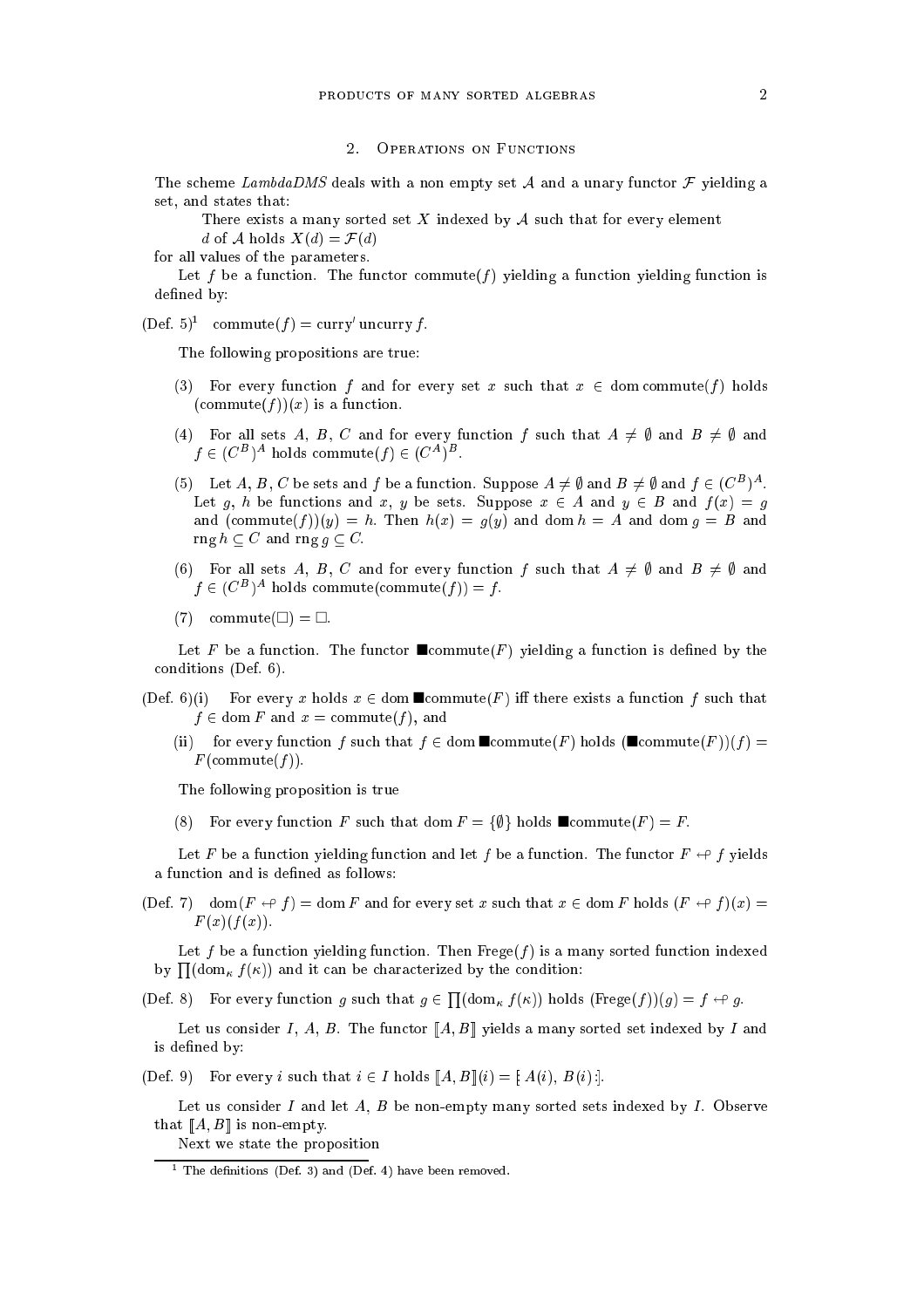## 2. Operations on Functions

The scheme *LambdaDMS* deals with a non empty set $\mathcal{A}$ and a unary functor $\mathcal{F}$ yielding a set, and states that:

> There exists a many sorted set $X$ indexed by $\mathcal{A}$ such that for every element $d$ of $\mathcal{A}$ holds $X(d) = \mathcal{F}(d)$

for all values of the parameters.

Let $f$ be a function. The functor $\mathrm{commute}(f)$ yielding a function yielding function is defined by:

(Def. 5)[1] $\mathrm{commute}(f) = \mathrm{curry}' \, \mathrm{uncurry} \, f$.

The following propositions are true:

(3) For every function $f$ and for every set $x$ such that $x \in \mathrm{dom}\,\mathrm{commute}(f)$ holds $(\mathrm{commute}(f))(x)$ is a function.

(4) For all sets $A$, $B$, $C$ and for every function $f$ such that $A \neq \emptyset$ and $B \neq \emptyset$ and $f \in (C^B)^A$ holds $\mathrm{commute}(f) \in (C^A)^B$.

(5) Let $A$, $B$, $C$ be sets and $f$ be a function. Suppose $A \neq \emptyset$ and $B \neq \emptyset$ and $f \in (C^B)^A$. Let $g$, $h$ be functions and $x$, $y$ be sets. Suppose $x \in A$ and $y \in B$ and $f(x) = g$ and $(\mathrm{commute}(f))(y) = h$. Then $h(x) = g(y)$ and $\mathrm{dom}\, h = A$ and $\mathrm{dom}\, g = B$ and $\mathrm{rng}\, h \subseteq C$ and $\mathrm{rng}\, g \subseteq C$.

(6) For all sets $A$, $B$, $C$ and for every function $f$ such that $A \neq \emptyset$ and $B \neq \emptyset$ and $f \in (C^B)^A$ holds $\mathrm{commute}(\mathrm{commute}(f)) = f$.

(7) $\mathrm{commute}(\square) = \square$.

Let $F$ be a function. The functor $\blacksquare\mathrm{commute}(F)$ yielding a function is defined by the conditions (Def. 6).

(Def. 6)(i) For every $x$ holds $x \in \mathrm{dom}\, \blacksquare\mathrm{commute}(F)$ iff there exists a function $f$ such that $f \in \mathrm{dom}\, F$ and $x = \mathrm{commute}(f)$, and

(ii) for every function $f$ such that $f \in \mathrm{dom}\, \blacksquare\mathrm{commute}(F)$ holds $(\blacksquare\mathrm{commute}(F))(f) = F(\mathrm{commute}(f))$.

The following proposition is true

(8) For every function $F$ such that $\mathrm{dom}\, F = \{\emptyset\}$ holds $\blacksquare\mathrm{commute}(F) = F$.

Let $F$ be a function yielding function and let $f$ be a function. The functor $F \leftrightarrow f$ yields a function and is defined as follows:

(Def. 7) $\mathrm{dom}(F \leftrightarrow f) = \mathrm{dom}\, F$ and for every set $x$ such that $x \in \mathrm{dom}\, F$ holds $(F \leftrightarrow f)(x) = F(x)(f(x))$.

Let $f$ be a function yielding function. Then $\mathrm{Frege}(f)$ is a many sorted function indexed by $\prod(\mathrm{dom}_\kappa\, f(\kappa))$ and it can be characterized by the condition:

(Def. 8) For every function $g$ such that $g \in \prod(\mathrm{dom}_\kappa\, f(\kappa))$ holds $(\mathrm{Frege}(f))(g) = f \leftrightarrow g$.

Let us consider $I$, $A$, $B$. The functor $[\![A, B]\!]$ yields a many sorted set indexed by $I$ and is defined by:

(Def. 9) For every $i$ such that $i \in I$ holds $[\![A, B]\!](i) = [\!: A(i), B(i) :\!]$.

Let us consider $I$ and let $A$, $B$ be non-empty many sorted sets indexed by $I$. Observe that $[\![A, B]\!]$ is non-empty.

Next we state the proposition

[1] The definitions (Def. 3) and (Def. 4) have been removed.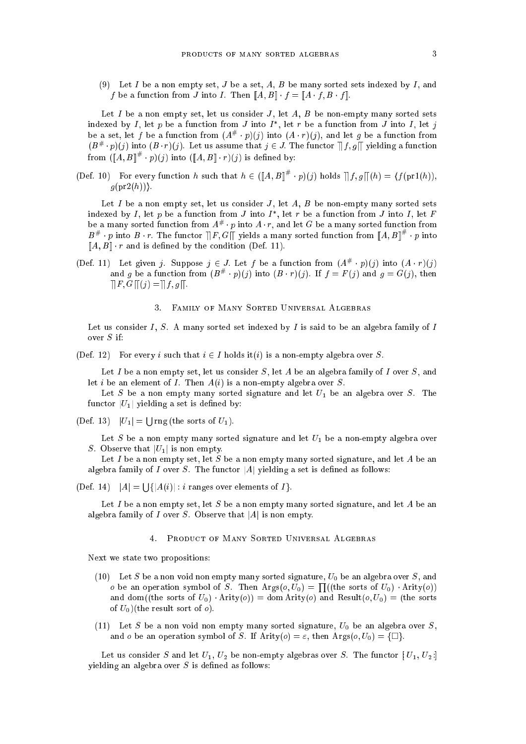(9) Let $I$ be a non empty set, $J$ be a set, $A$, $B$ be many sorted sets indexed by $I$, and $f$ be a function from $J$ into $I$. Then $[\![A, B]\!] \cdot f = [\![A \cdot f, B \cdot f]\!]$.

Let $I$ be a non empty set, let us consider $J$, let $A$, $B$ be non-empty many sorted sets indexed by $I$, let $p$ be a function from $J$ into $I^*$, let $r$ be a function from $J$ into $I$, let $j$ be a set, let $f$ be a function from $(A^\# \cdot p)(j)$ into $(A \cdot r)(j)$, and let $g$ be a function from $(B^\# \cdot p)(j)$ into $(B \cdot r)(j)$. Let us assume that $j \in J$. The functor $]\!]f, g[\![$ yielding a function from $([\![A, B]\!]^\# \cdot p)(j)$ into $([\![A, B]\!] \cdot r)(j)$ is defined by:

(Def. 10) For every function $h$ such that $h \in ([\![A, B]\!]^\# \cdot p)(j)$ holds $]\!]f, g[\![(h) = \langle f(\mathrm{pr1}(h)), g(\mathrm{pr2}(h))\rangle$.

Let $I$ be a non empty set, let us consider $J$, let $A$, $B$ be non-empty many sorted sets indexed by $I$, let $p$ be a function from $J$ into $I^*$, let $r$ be a function from $J$ into $I$, let $F$ be a many sorted function from $A^\# \cdot p$ into $A \cdot r$, and let $G$ be a many sorted function from $B^\# \cdot p$ into $B \cdot r$. The functor $]\!]F, G[\![$ yields a many sorted function from $[\![A, B]\!]^\# \cdot p$ into $[\![A, B]\!] \cdot r$ and is defined by the condition (Def. 11).

(Def. 11) Let given $j$. Suppose $j \in J$. Let $f$ be a function from $(A^\# \cdot p)(j)$ into $(A \cdot r)(j)$ and $g$ be a function from $(B^\# \cdot p)(j)$ into $(B \cdot r)(j)$. If $f = F(j)$ and $g = G(j)$, then $]\!]F, G[\![(j) = ]\!]f, g[\![$.

## 3. Family of Many Sorted Universal Algebras

Let us consider $I$, $S$. A many sorted set indexed by $I$ is said to be an algebra family of $I$ over $S$ if:

(Def. 12) For every $i$ such that $i \in I$ holds $\mathrm{it}(i)$ is a non-empty algebra over $S$.

Let $I$ be a non empty set, let us consider $S$, let $A$ be an algebra family of $I$ over $S$, and let $i$ be an element of $I$. Then $A(i)$ is a non-empty algebra over $S$.

Let $S$ be a non empty many sorted signature and let $U_1$ be an algebra over $S$. The functor $|U_1|$ yielding a set is defined by:

(Def. 13) $|U_1| = \bigcup \mathrm{rng}\,(\text{the sorts of } U_1)$.

Let $S$ be a non empty many sorted signature and let $U_1$ be a non-empty algebra over $S$. Observe that $|U_1|$ is non empty.

Let $I$ be a non empty set, let $S$ be a non empty many sorted signature, and let $A$ be an algebra family of $I$ over $S$. The functor $|A|$ yielding a set is defined as follows:

(Def. 14) $|A| = \bigcup \{ |A(i)| : i \text{ ranges over elements of } I\}$.

Let $I$ be a non empty set, let $S$ be a non empty many sorted signature, and let $A$ be an algebra family of $I$ over $S$. Observe that $|A|$ is non empty.

## 4. Product of Many Sorted Universal Algebras

Next we state two propositions:

(10) Let $S$ be a non void non empty many sorted signature, $U_0$ be an algebra over $S$, and $o$ be an operation symbol of $S$. Then $\mathrm{Args}(o, U_0) = \prod((\text{the sorts of } U_0) \cdot \mathrm{Arity}(o))$ and $\mathrm{dom}((\text{the sorts of } U_0) \cdot \mathrm{Arity}(o)) = \mathrm{dom}\,\mathrm{Arity}(o)$ and $\mathrm{Result}(o, U_0) = (\text{the sorts of } U_0)(\text{the result sort of } o)$.

(11) Let $S$ be a non void non empty many sorted signature, $U_0$ be an algebra over $S$, and $o$ be an operation symbol of $S$. If $\mathrm{Arity}(o) = \varepsilon$, then $\mathrm{Args}(o, U_0) = \{\Box\}$.

Let us consider $S$ and let $U_1$, $U_2$ be non-empty algebras over $S$. The functor $[\!: U_1, U_2 :\!]$ yielding an algebra over $S$ is defined as follows: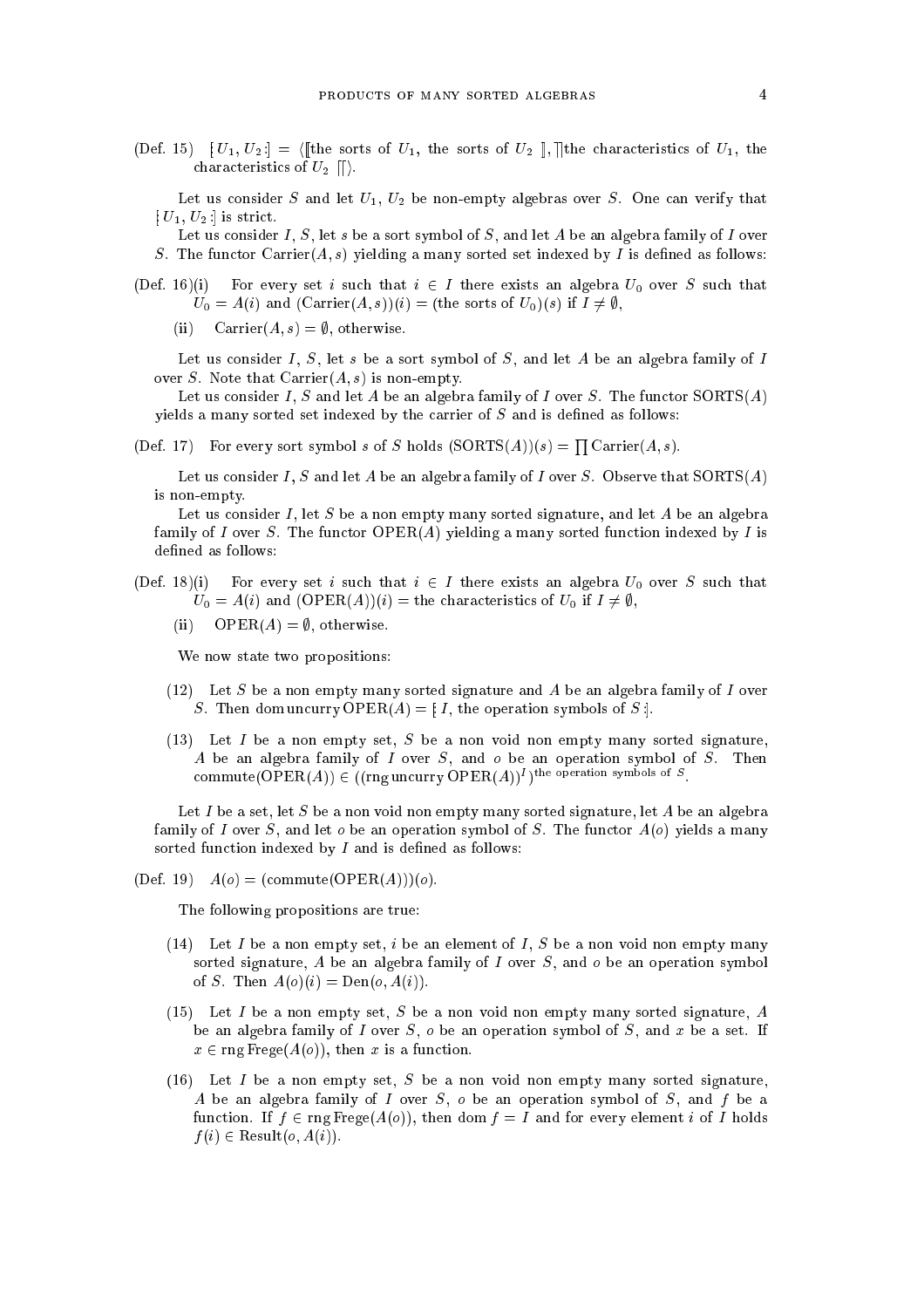(Def. 15) $[\!: U_1, U_2 :\!] = \langle [\![$the sorts of $U_1$, the sorts of $U_2$ $]\!]$, $]\!]$the characteristics of $U_1$, the characteristics of $U_2$ $[\![\rangle$.

Let us consider $S$ and let $U_1$, $U_2$ be non-empty algebras over $S$. One can verify that $[\!: U_1, U_2 :\!]$ is strict.

Let us consider $I$, $S$, let $s$ be a sort symbol of $S$, and let $A$ be an algebra family of $I$ over $S$. The functor $\mathrm{Carrier}(A, s)$ yielding a many sorted set indexed by $I$ is defined as follows:

(Def. 16)(i) For every set $i$ such that $i \in I$ there exists an algebra $U_0$ over $S$ such that $U_0 = A(i)$ and $(\mathrm{Carrier}(A, s))(i) = $ (the sorts of $U_0$)$(s)$ if $I \neq \emptyset$,

(ii) $\mathrm{Carrier}(A, s) = \emptyset$, otherwise.

Let us consider $I$, $S$, let $s$ be a sort symbol of $S$, and let $A$ be an algebra family of $I$ over $S$. Note that $\mathrm{Carrier}(A, s)$ is non-empty.

Let us consider $I$, $S$ and let $A$ be an algebra family of $I$ over $S$. The functor $\mathrm{SORTS}(A)$ yields a many sorted set indexed by the carrier of $S$ and is defined as follows:

(Def. 17) For every sort symbol $s$ of $S$ holds $(\mathrm{SORTS}(A))(s) = \prod \mathrm{Carrier}(A, s)$.

Let us consider $I$, $S$ and let $A$ be an algebra family of $I$ over $S$. Observe that $\mathrm{SORTS}(A)$ is non-empty.

Let us consider $I$, let $S$ be a non empty many sorted signature, and let $A$ be an algebra family of $I$ over $S$. The functor $\mathrm{OPER}(A)$ yielding a many sorted function indexed by $I$ is defined as follows:

(Def. 18)(i) For every set $i$ such that $i \in I$ there exists an algebra $U_0$ over $S$ such that $U_0 = A(i)$ and $(\mathrm{OPER}(A))(i) = $ the characteristics of $U_0$ if $I \neq \emptyset$,

(ii) $\mathrm{OPER}(A) = \emptyset$, otherwise.

We now state two propositions:

(12) Let $S$ be a non empty many sorted signature and $A$ be an algebra family of $I$ over $S$. Then $\mathrm{dom}\,\mathrm{uncurry}\,\mathrm{OPER}(A) = [\!: I$, the operation symbols of $S :\!]$.

(13) Let $I$ be a non empty set, $S$ be a non void non empty many sorted signature, $A$ be an algebra family of $I$ over $S$, and $o$ be an operation symbol of $S$. Then $\mathrm{commute}(\mathrm{OPER}(A)) \in ((\mathrm{rng}\,\mathrm{uncurry}\,\mathrm{OPER}(A))^I)^{\text{the operation symbols of } S}$.

Let $I$ be a set, let $S$ be a non void non empty many sorted signature, let $A$ be an algebra family of $I$ over $S$, and let $o$ be an operation symbol of $S$. The functor $A(o)$ yields a many sorted function indexed by $I$ and is defined as follows:

(Def. 19) $A(o) = (\mathrm{commute}(\mathrm{OPER}(A)))(o)$.

The following propositions are true:

(14) Let $I$ be a non empty set, $i$ be an element of $I$, $S$ be a non void non empty many sorted signature, $A$ be an algebra family of $I$ over $S$, and $o$ be an operation symbol of $S$. Then $A(o)(i) = \mathrm{Den}(o, A(i))$.

(15) Let $I$ be a non empty set, $S$ be a non void non empty many sorted signature, $A$ be an algebra family of $I$ over $S$, $o$ be an operation symbol of $S$, and $x$ be a set. If $x \in \mathrm{rng}\,\mathrm{Frege}(A(o))$, then $x$ is a function.

(16) Let $I$ be a non empty set, $S$ be a non void non empty many sorted signature, $A$ be an algebra family of $I$ over $S$, $o$ be an operation symbol of $S$, and $f$ be a function. If $f \in \mathrm{rng}\,\mathrm{Frege}(A(o))$, then $\mathrm{dom}\, f = I$ and for every element $i$ of $I$ holds $f(i) \in \mathrm{Result}(o, A(i))$.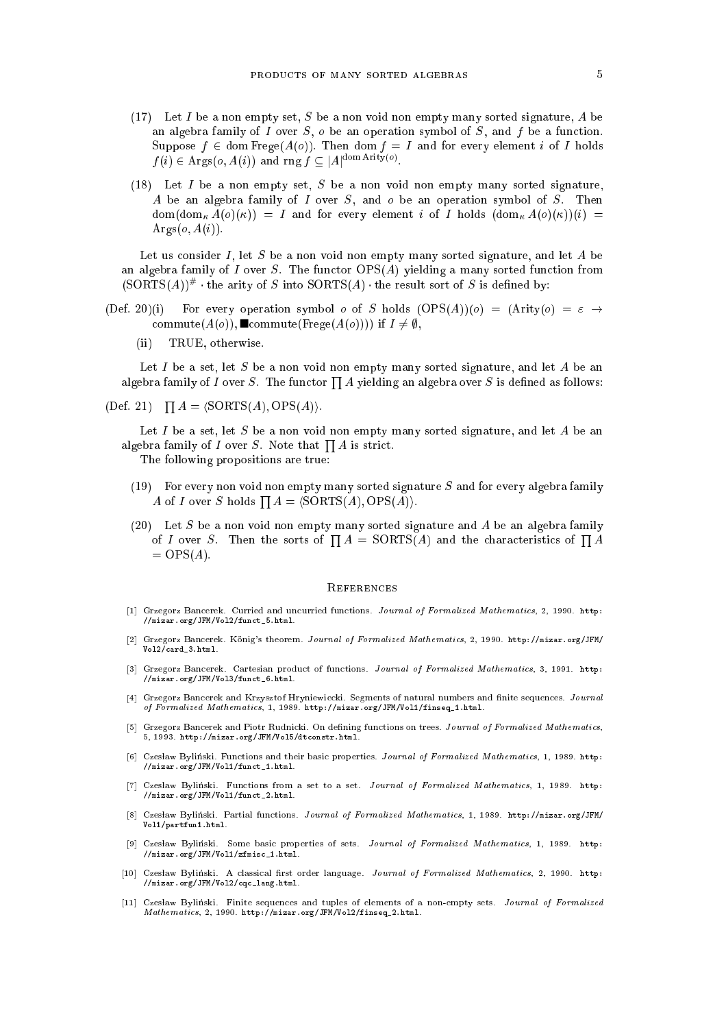(17) Let $I$ be a non empty set, $S$ be a non void non empty many sorted signature, $A$ be an algebra family of $I$ over $S$, $o$ be an operation symbol of $S$, and $f$ be a function. Suppose $f \in \operatorname{dom} \operatorname{Frege}(A(o))$. Then $\operatorname{dom} f = I$ and for every element $i$ of $I$ holds $f(i) \in \operatorname{Args}(o, A(i))$ and $\operatorname{rng} f \subseteq |A|^{\operatorname{dom} \operatorname{Arity}(o)}$.

(18) Let $I$ be a non empty set, $S$ be a non void non empty many sorted signature, $A$ be an algebra family of $I$ over $S$, and $o$ be an operation symbol of $S$. Then $\operatorname{dom}(\operatorname{dom}_\kappa A(o)(\kappa)) = I$ and for every element $i$ of $I$ holds $(\operatorname{dom}_\kappa A(o)(\kappa))(i) = \operatorname{Args}(o, A(i))$.

Let us consider $I$, let $S$ be a non void non empty many sorted signature, and let $A$ be an algebra family of $I$ over $S$. The functor $\operatorname{OPS}(A)$ yielding a many sorted function from $(\operatorname{SORTS}(A))^{\#} \cdot$ the arity of $S$ into $\operatorname{SORTS}(A) \cdot$ the result sort of $S$ is defined by:

(Def. 20)(i) For every operation symbol $o$ of $S$ holds $(\operatorname{OPS}(A))(o) = (\operatorname{Arity}(o) = \varepsilon \rightarrow \operatorname{commute}(A(o)), \blacksquare \operatorname{commute}(\operatorname{Frege}(A(o))))$ if $I \neq \emptyset$,

(ii) TRUE, otherwise.

Let $I$ be a set, let $S$ be a non void non empty many sorted signature, and let $A$ be an algebra family of $I$ over $S$. The functor $\prod A$ yielding an algebra over $S$ is defined as follows:

(Def. 21) $\prod A = \langle \operatorname{SORTS}(A), \operatorname{OPS}(A) \rangle$.

Let $I$ be a set, let $S$ be a non void non empty many sorted signature, and let $A$ be an algebra family of $I$ over $S$. Note that $\prod A$ is strict.

The following propositions are true:

(19) For every non void non empty many sorted signature $S$ and for every algebra family $A$ of $I$ over $S$ holds $\prod A = \langle \operatorname{SORTS}(A), \operatorname{OPS}(A) \rangle$.

(20) Let $S$ be a non void non empty many sorted signature and $A$ be an algebra family of $I$ over $S$. Then the sorts of $\prod A = \operatorname{SORTS}(A)$ and the characteristics of $\prod A = \operatorname{OPS}(A)$.

## References

[1] Grzegorz Bancerek. Curried and uncurried functions. *Journal of Formalized Mathematics*, 2, 1990. http://mizar.org/JFM/Vol2/funct_5.html.

[2] Grzegorz Bancerek. König's theorem. *Journal of Formalized Mathematics*, 2, 1990. http://mizar.org/JFM/Vol2/card_3.html.

[3] Grzegorz Bancerek. Cartesian product of functions. *Journal of Formalized Mathematics*, 3, 1991. http://mizar.org/JFM/Vol3/funct_6.html.

[4] Grzegorz Bancerek and Krzysztof Hryniewiecki. Segments of natural numbers and finite sequences. *Journal of Formalized Mathematics*, 1, 1989. http://mizar.org/JFM/Vol1/finseq_1.html.

[5] Grzegorz Bancerek and Piotr Rudnicki. On defining functions on trees. *Journal of Formalized Mathematics*, 5, 1993. http://mizar.org/JFM/Vol5/dtconstr.html.

[6] Czesław Byliński. Functions and their basic properties. *Journal of Formalized Mathematics*, 1, 1989. http://mizar.org/JFM/Vol1/funct_1.html.

[7] Czesław Byliński. Functions from a set to a set. *Journal of Formalized Mathematics*, 1, 1989. http://mizar.org/JFM/Vol1/funct_2.html.

[8] Czesław Byliński. Partial functions. *Journal of Formalized Mathematics*, 1, 1989. http://mizar.org/JFM/Vol1/partfun1.html.

[9] Czesław Byliński. Some basic properties of sets. *Journal of Formalized Mathematics*, 1, 1989. http://mizar.org/JFM/Vol1/zfmisc_1.html.

[10] Czesław Byliński. A classical first order language. *Journal of Formalized Mathematics*, 2, 1990. http://mizar.org/JFM/Vol2/cqc_lang.html.

[11] Czesław Byliński. Finite sequences and tuples of elements of a non-empty sets. *Journal of Formalized Mathematics*, 2, 1990. http://mizar.org/JFM/Vol2/finseq_2.html.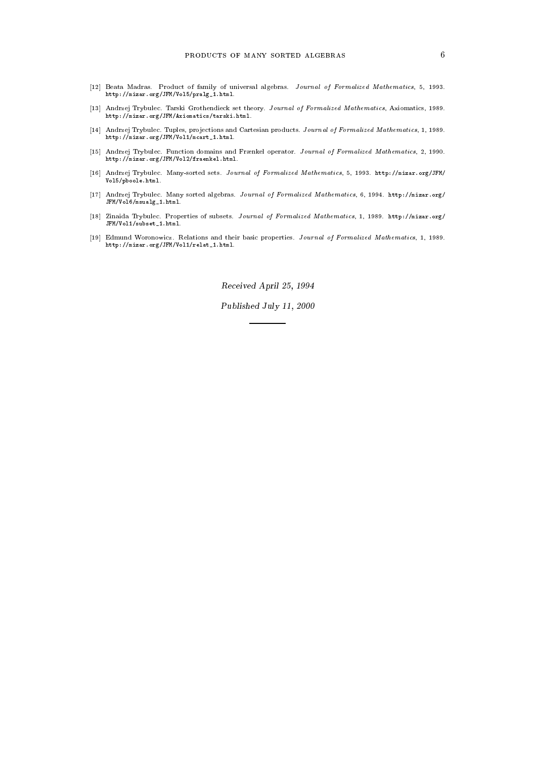[12] Beata Madras. Product of family of universal algebras. *Journal of Formalized Mathematics*, 5, 1993. http://mizar.org/JFM/Vol5/pralg_1.html.

[13] Andrzej Trybulec. Tarski Grothendieck set theory. *Journal of Formalized Mathematics*, Axiomatics, 1989. http://mizar.org/JFM/Axiomatics/tarski.html.

[14] Andrzej Trybulec. Tuples, projections and Cartesian products. *Journal of Formalized Mathematics*, 1, 1989. http://mizar.org/JFM/Vol1/mcart_1.html.

[15] Andrzej Trybulec. Function domains and Frænkel operator. *Journal of Formalized Mathematics*, 2, 1990. http://mizar.org/JFM/Vol2/fraenkel.html.

[16] Andrzej Trybulec. Many-sorted sets. *Journal of Formalized Mathematics*, 5, 1993. http://mizar.org/JFM/Vol5/pboole.html.

[17] Andrzej Trybulec. Many sorted algebras. *Journal of Formalized Mathematics*, 6, 1994. http://mizar.org/JFM/Vol6/msualg_1.html.

[18] Zinaida Trybulec. Properties of subsets. *Journal of Formalized Mathematics*, 1, 1989. http://mizar.org/JFM/Vol1/subset_1.html.

[19] Edmund Woronowicz. Relations and their basic properties. *Journal of Formalized Mathematics*, 1, 1989. http://mizar.org/JFM/Vol1/relat_1.html.

*Received April 25, 1994*

*Published July 11, 2000*